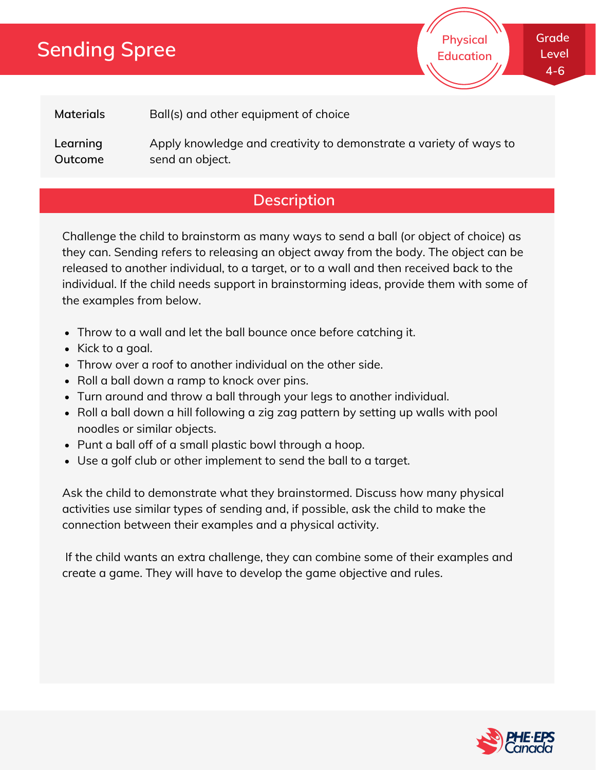# Sending Spree

Physical Education

Grade Level 4-6

| | |
|---|---|
| **Materials** | Ball(s) and other equipment of choice |
| **Learning Outcome** | Apply knowledge and creativity to demonstrate a variety of ways to send an object. |

## Description

Challenge the child to brainstorm as many ways to send a ball (or object of choice) as they can. Sending refers to releasing an object away from the body. The object can be released to another individual, to a target, or to a wall and then received back to the individual. If the child needs support in brainstorming ideas, provide them with some of the examples from below.

- Throw to a wall and let the ball bounce once before catching it.
- Kick to a goal.
- Throw over a roof to another individual on the other side.
- Roll a ball down a ramp to knock over pins.
- Turn around and throw a ball through your legs to another individual.
- Roll a ball down a hill following a zig zag pattern by setting up walls with pool noodles or similar objects.
- Punt a ball off of a small plastic bowl through a hoop.
- Use a golf club or other implement to send the ball to a target.

Ask the child to demonstrate what they brainstormed. Discuss how many physical activities use similar types of sending and, if possible, ask the child to make the connection between their examples and a physical activity.

If the child wants an extra challenge, they can combine some of their examples and create a game. They will have to develop the game objective and rules.

PHE·EPS Canada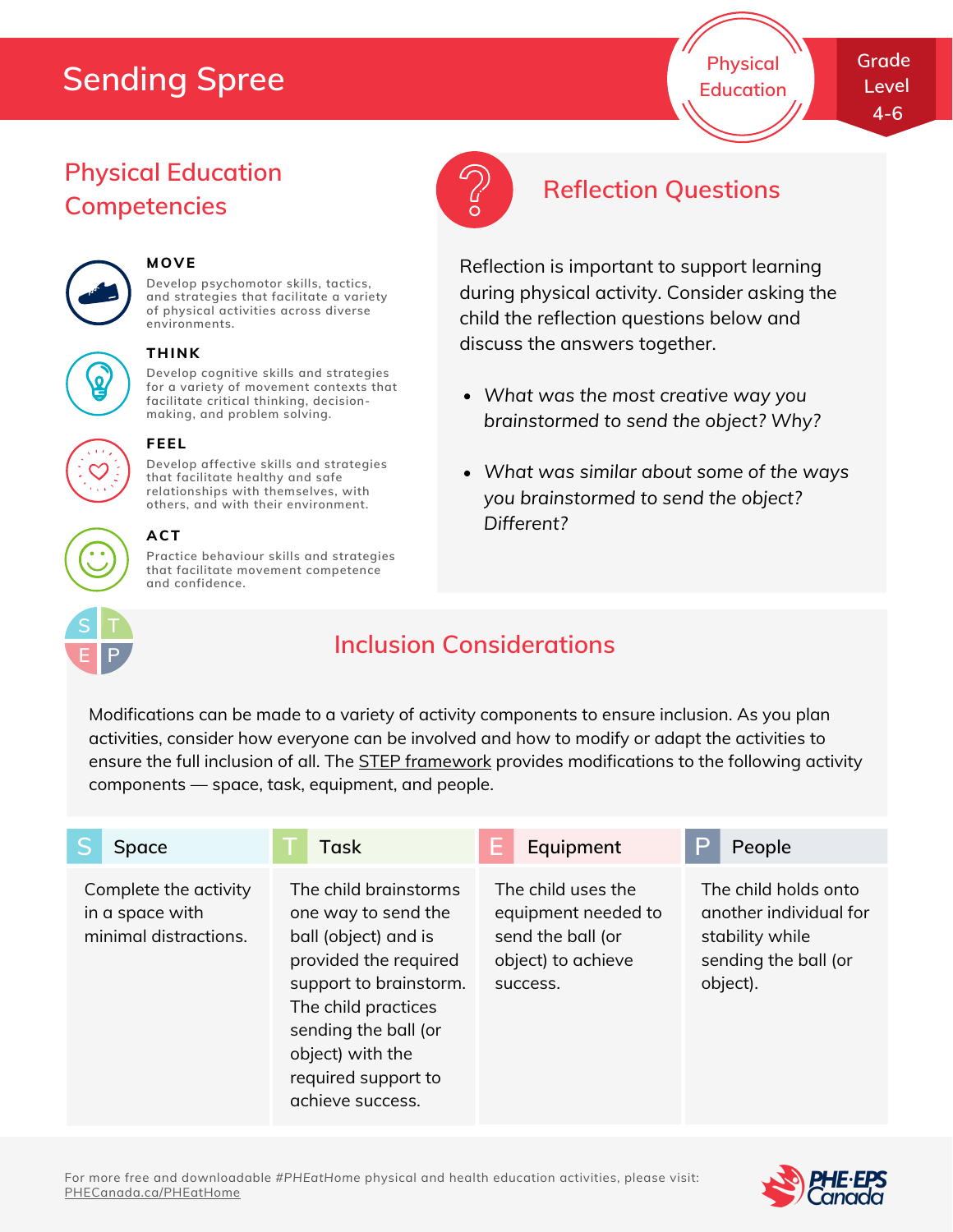# Sending Spree

Physical Education

Grade Level 4-6

## Physical Education Competencies

**MOVE**

Develop psychomotor skills, tactics, and strategies that facilitate a variety of physical activities across diverse environments.

**THINK**

Develop cognitive skills and strategies for a variety of movement contexts that facilitate critical thinking, decision-making, and problem solving.

**FEEL**

Develop affective skills and strategies that facilitate healthy and safe relationships with themselves, with others, and with their environment.

**ACT**

Practice behaviour skills and strategies that facilitate movement competence and confidence.

## Reflection Questions

Reflection is important to support learning during physical activity. Consider asking the child the reflection questions below and discuss the answers together.

- *What was the most creative way you brainstormed to send the object? Why?*
- *What was similar about some of the ways you brainstormed to send the object? Different?*

## Inclusion Considerations

Modifications can be made to a variety of activity components to ensure inclusion. As you plan activities, consider how everyone can be involved and how to modify or adapt the activities to ensure the full inclusion of all. The STEP framework provides modifications to the following activity components — space, task, equipment, and people.

| S Space | T Task | E Equipment | P People |
|---|---|---|---|
| Complete the activity in a space with minimal distractions. | The child brainstorms one way to send the ball (object) and is provided the required support to brainstorm. The child practices sending the ball (or object) with the required support to achieve success. | The child uses the equipment needed to send the ball (or object) to achieve success. | The child holds onto another individual for stability while sending the ball (or object). |

For more free and downloadable #PHEatHome physical and health education activities, please visit: PHECanada.ca/PHEatHome